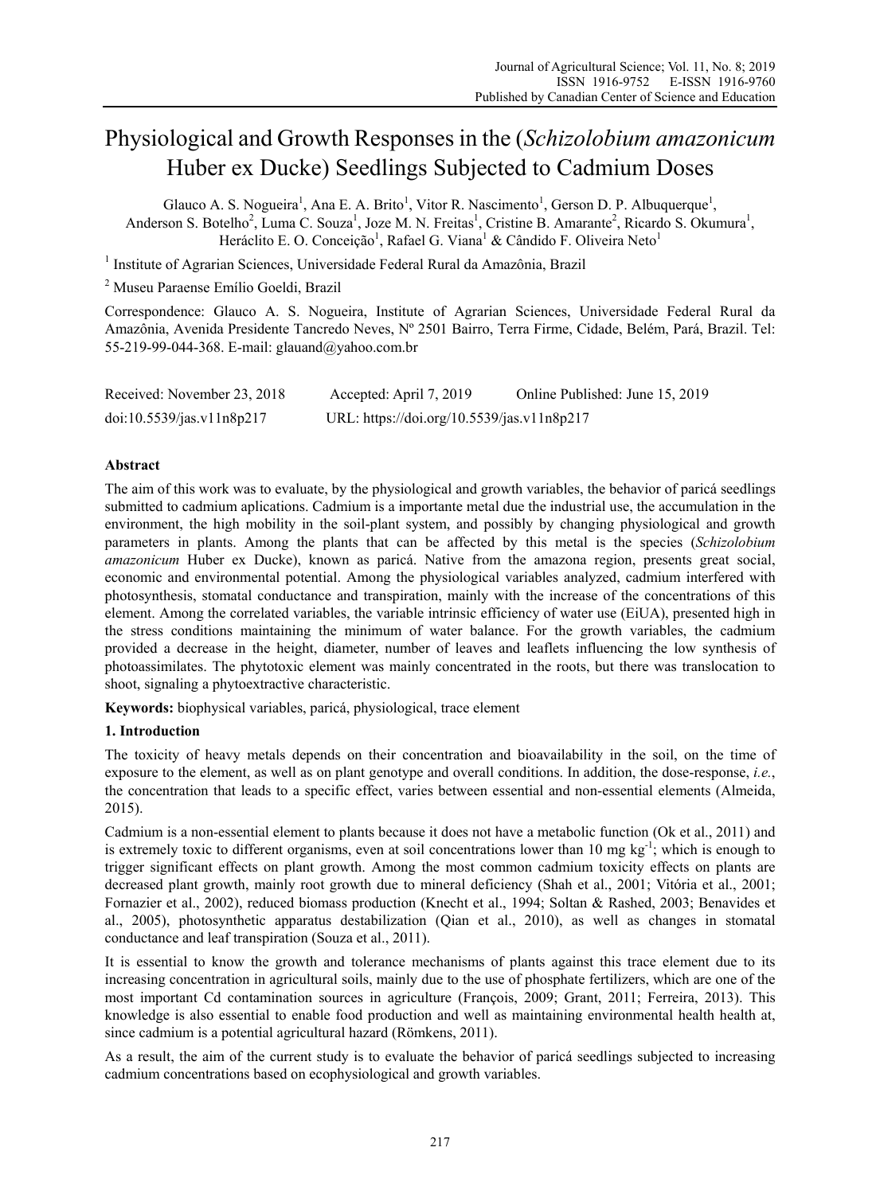# Physiological and Growth Responses in the (*Schizolobium amazonicum* Huber ex Ducke) Seedlings Subjected to Cadmium Doses

Glauco A. S. Nogueira[1], Ana E. A. Brito[1], Vitor R. Nascimento[1], Gerson D. P. Albuquerque[1], Anderson S. Botelho[2], Luma C. Souza[1], Joze M. N. Freitas[1], Cristine B. Amarante[2], Ricardo S. Okumura[1], Heráclito E. O. Conceição[1], Rafael G. Viana[1] & Cândido F. Oliveira Neto[1]

[1] Institute of Agrarian Sciences, Universidade Federal Rural da Amazônia, Brazil

[2] Museu Paraense Emílio Goeldi, Brazil

Correspondence: Glauco A. S. Nogueira, Institute of Agrarian Sciences, Universidade Federal Rural da Amazônia, Avenida Presidente Tancredo Neves, Nº 2501 Bairro, Terra Firme, Cidade, Belém, Pará, Brazil. Tel: 55-219-99-044-368. E-mail: glauand@yahoo.com.br

Received: November 23, 2018 Accepted: April 7, 2019 Online Published: June 15, 2019

doi:10.5539/jas.v11n8p217 URL: https://doi.org/10.5539/jas.v11n8p217

## Abstract

The aim of this work was to evaluate, by the physiological and growth variables, the behavior of paricá seedlings submitted to cadmium aplications. Cadmium is a importante metal due the industrial use, the accumulation in the environment, the high mobility in the soil-plant system, and possibly by changing physiological and growth parameters in plants. Among the plants that can be affected by this metal is the species (*Schizolobium amazonicum* Huber ex Ducke), known as paricá. Native from the amazona region, presents great social, economic and environmental potential. Among the physiological variables analyzed, cadmium interfered with photosynthesis, stomatal conductance and transpiration, mainly with the increase of the concentrations of this element. Among the correlated variables, the variable intrinsic efficiency of water use (EiUA), presented high in the stress conditions maintaining the minimum of water balance. For the growth variables, the cadmium provided a decrease in the height, diameter, number of leaves and leaflets influencing the low synthesis of photoassimilates. The phytotoxic element was mainly concentrated in the roots, but there was translocation to shoot, signaling a phytoextractive characteristic.

**Keywords:** biophysical variables, paricá, physiological, trace element

## 1. Introduction

The toxicity of heavy metals depends on their concentration and bioavailability in the soil, on the time of exposure to the element, as well as on plant genotype and overall conditions. In addition, the dose-response, *i.e.*, the concentration that leads to a specific effect, varies between essential and non-essential elements (Almeida, 2015).

Cadmium is a non-essential element to plants because it does not have a metabolic function (Ok et al., 2011) and is extremely toxic to different organisms, even at soil concentrations lower than 10 mg $kg^{-1}$; which is enough to trigger significant effects on plant growth. Among the most common cadmium toxicity effects on plants are decreased plant growth, mainly root growth due to mineral deficiency (Shah et al., 2001; Vitória et al., 2001; Fornazier et al., 2002), reduced biomass production (Knecht et al., 1994; Soltan & Rashed, 2003; Benavides et al., 2005), photosynthetic apparatus destabilization (Qian et al., 2010), as well as changes in stomatal conductance and leaf transpiration (Souza et al., 2011).

It is essential to know the growth and tolerance mechanisms of plants against this trace element due to its increasing concentration in agricultural soils, mainly due to the use of phosphate fertilizers, which are one of the most important Cd contamination sources in agriculture (François, 2009; Grant, 2011; Ferreira, 2013). This knowledge is also essential to enable food production and well as maintaining environmental health health at, since cadmium is a potential agricultural hazard (Römkens, 2011).

As a result, the aim of the current study is to evaluate the behavior of paricá seedlings subjected to increasing cadmium concentrations based on ecophysiological and growth variables.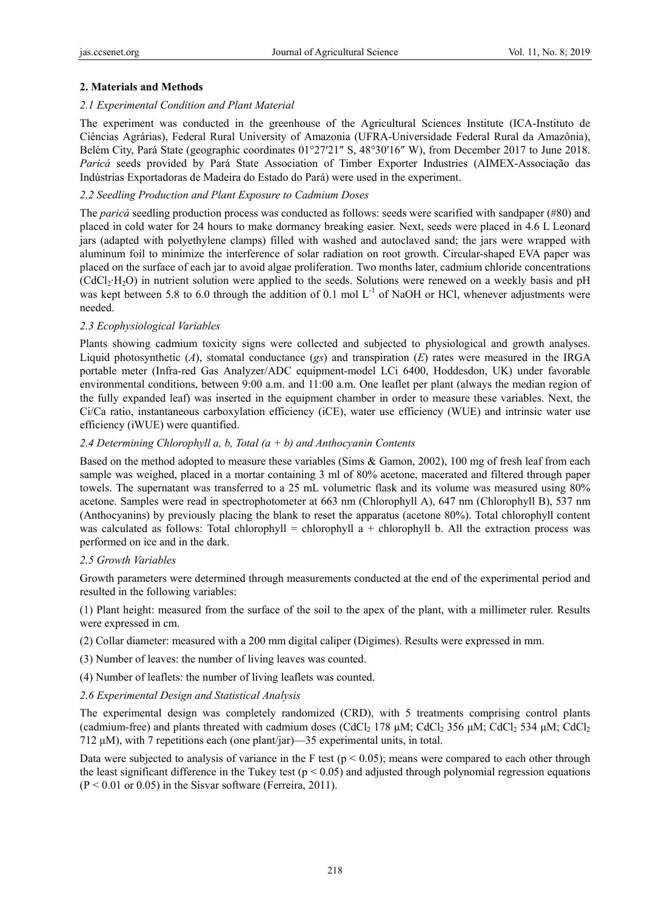## 2. Materials and Methods

### *2.1 Experimental Condition and Plant Material*

The experiment was conducted in the greenhouse of the Agricultural Sciences Institute (ICA-Instituto de Ciências Agrárias), Federal Rural University of Amazonia (UFRA-Universidade Federal Rural da Amazônia), Belém City, Pará State (geographic coordinates 01°27′21″ S, 48°30′16″ W), from December 2017 to June 2018. *Paricá* seeds provided by Pará State Association of Timber Exporter Industries (AIMEX-Associação das Indústrias Exportadoras de Madeira do Estado do Pará) were used in the experiment.

### *2.2 Seedling Production and Plant Exposure to Cadmium Doses*

The *paricá* seedling production process was conducted as follows: seeds were scarified with sandpaper (#80) and placed in cold water for 24 hours to make dormancy breaking easier. Next, seeds were placed in 4.6 L Leonard jars (adapted with polyethylene clamps) filled with washed and autoclaved sand; the jars were wrapped with aluminum foil to minimize the interference of solar radiation on root growth. Circular-shaped EVA paper was placed on the surface of each jar to avoid algae proliferation. Two months later, cadmium chloride concentrations ($CdCl_2 \cdot H_2O$) in nutrient solution were applied to the seeds. Solutions were renewed on a weekly basis and pH was kept between 5.8 to 6.0 through the addition of 0.1 mol $L^{-1}$ of NaOH or HCl, whenever adjustments were needed.

### *2.3 Ecophysiological Variables*

Plants showing cadmium toxicity signs were collected and subjected to physiological and growth analyses. Liquid photosynthetic (*A*), stomatal conductance (*gs*) and transpiration (*E*) rates were measured in the IRGA portable meter (Infra-red Gas Analyzer/ADC equipment-model LCi 6400, Hoddesdon, UK) under favorable environmental conditions, between 9:00 a.m. and 11:00 a.m. One leaflet per plant (always the median region of the fully expanded leaf) was inserted in the equipment chamber in order to measure these variables. Next, the Ci/Ca ratio, instantaneous carboxylation efficiency (iCE), water use efficiency (WUE) and intrinsic water use efficiency (iWUE) were quantified.

### *2.4 Determining Chlorophyll a, b, Total (a + b) and Anthocyanin Contents*

Based on the method adopted to measure these variables (Sims & Gamon, 2002), 100 mg of fresh leaf from each sample was weighed, placed in a mortar containing 3 ml of 80% acetone, macerated and filtered through paper towels. The supernatant was transferred to a 25 mL volumetric flask and its volume was measured using 80% acetone. Samples were read in spectrophotometer at 663 nm (Chlorophyll A), 647 nm (Chlorophyll B), 537 nm (Anthocyanins) by previously placing the blank to reset the apparatus (acetone 80%). Total chlorophyll content was calculated as follows: Total chlorophyll = chlorophyll a + chlorophyll b. All the extraction process was performed on ice and in the dark.

### *2.5 Growth Variables*

Growth parameters were determined through measurements conducted at the end of the experimental period and resulted in the following variables:

(1) Plant height: measured from the surface of the soil to the apex of the plant, with a millimeter ruler. Results were expressed in cm.

(2) Collar diameter: measured with a 200 mm digital caliper (Digimes). Results were expressed in mm.

(3) Number of leaves: the number of living leaves was counted.

(4) Number of leaflets: the number of living leaflets was counted.

### *2.6 Experimental Design and Statistical Analysis*

The experimental design was completely randomized (CRD), with 5 treatments comprising control plants (cadmium-free) and plants threated with cadmium doses ($CdCl_2$ 178 μM; $CdCl_2$ 356 μM; $CdCl_2$ 534 μM; $CdCl_2$ 712 μM), with 7 repetitions each (one plant/jar)—35 experimental units, in total.

Data were subjected to analysis of variance in the F test ($p < 0.05$); means were compared to each other through the least significant difference in the Tukey test ($p < 0.05$) and adjusted through polynomial regression equations ($P < 0.01$ or 0.05) in the Sisvar software (Ferreira, 2011).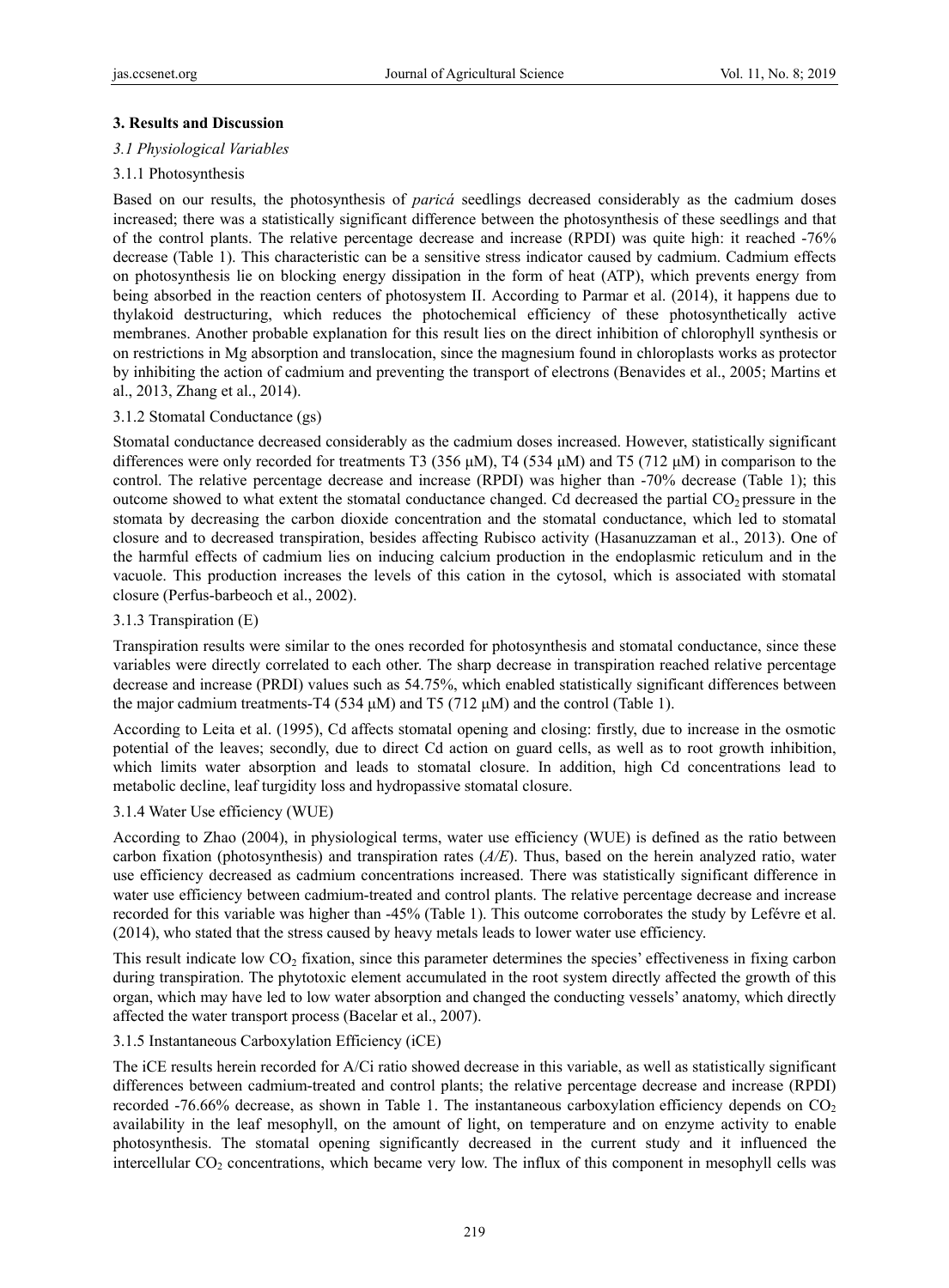## 3. Results and Discussion

### *3.1 Physiological Variables*

#### 3.1.1 Photosynthesis

Based on our results, the photosynthesis of *paricá* seedlings decreased considerably as the cadmium doses increased; there was a statistically significant difference between the photosynthesis of these seedlings and that of the control plants. The relative percentage decrease and increase (RPDI) was quite high: it reached -76% decrease (Table 1). This characteristic can be a sensitive stress indicator caused by cadmium. Cadmium effects on photosynthesis lie on blocking energy dissipation in the form of heat (ATP), which prevents energy from being absorbed in the reaction centers of photosystem II. According to Parmar et al. (2014), it happens due to thylakoid destructuring, which reduces the photochemical efficiency of these photosynthetically active membranes. Another probable explanation for this result lies on the direct inhibition of chlorophyll synthesis or on restrictions in Mg absorption and translocation, since the magnesium found in chloroplasts works as protector by inhibiting the action of cadmium and preventing the transport of electrons (Benavides et al., 2005; Martins et al., 2013, Zhang et al., 2014).

#### 3.1.2 Stomatal Conductance (gs)

Stomatal conductance decreased considerably as the cadmium doses increased. However, statistically significant differences were only recorded for treatments T3 (356 μM), T4 (534 μM) and T5 (712 μM) in comparison to the control. The relative percentage decrease and increase (RPDI) was higher than -70% decrease (Table 1); this outcome showed to what extent the stomatal conductance changed. Cd decreased the partial $CO_2$ pressure in the stomata by decreasing the carbon dioxide concentration and the stomatal conductance, which led to stomatal closure and to decreased transpiration, besides affecting Rubisco activity (Hasanuzzaman et al., 2013). One of the harmful effects of cadmium lies on inducing calcium production in the endoplasmic reticulum and in the vacuole. This production increases the levels of this cation in the cytosol, which is associated with stomatal closure (Perfus-barbeoch et al., 2002).

#### 3.1.3 Transpiration (E)

Transpiration results were similar to the ones recorded for photosynthesis and stomatal conductance, since these variables were directly correlated to each other. The sharp decrease in transpiration reached relative percentage decrease and increase (PRDI) values such as 54.75%, which enabled statistically significant differences between the major cadmium treatments-T4 (534 μM) and T5 (712 μM) and the control (Table 1).

According to Leita et al. (1995), Cd affects stomatal opening and closing: firstly, due to increase in the osmotic potential of the leaves; secondly, due to direct Cd action on guard cells, as well as to root growth inhibition, which limits water absorption and leads to stomatal closure. In addition, high Cd concentrations lead to metabolic decline, leaf turgidity loss and hydropassive stomatal closure.

#### 3.1.4 Water Use efficiency (WUE)

According to Zhao (2004), in physiological terms, water use efficiency (WUE) is defined as the ratio between carbon fixation (photosynthesis) and transpiration rates (*A/E*). Thus, based on the herein analyzed ratio, water use efficiency decreased as cadmium concentrations increased. There was statistically significant difference in water use efficiency between cadmium-treated and control plants. The relative percentage decrease and increase recorded for this variable was higher than -45% (Table 1). This outcome corroborates the study by Lefévre et al. (2014), who stated that the stress caused by heavy metals leads to lower water use efficiency.

This result indicate low $CO_2$ fixation, since this parameter determines the species' effectiveness in fixing carbon during transpiration. The phytotoxic element accumulated in the root system directly affected the growth of this organ, which may have led to low water absorption and changed the conducting vessels' anatomy, which directly affected the water transport process (Bacelar et al., 2007).

#### 3.1.5 Instantaneous Carboxylation Efficiency (iCE)

The iCE results herein recorded for A/Ci ratio showed decrease in this variable, as well as statistically significant differences between cadmium-treated and control plants; the relative percentage decrease and increase (RPDI) recorded -76.66% decrease, as shown in Table 1. The instantaneous carboxylation efficiency depends on $CO_2$ availability in the leaf mesophyll, on the amount of light, on temperature and on enzyme activity to enable photosynthesis. The stomatal opening significantly decreased in the current study and it influenced the intercellular $CO_2$ concentrations, which became very low. The influx of this component in mesophyll cells was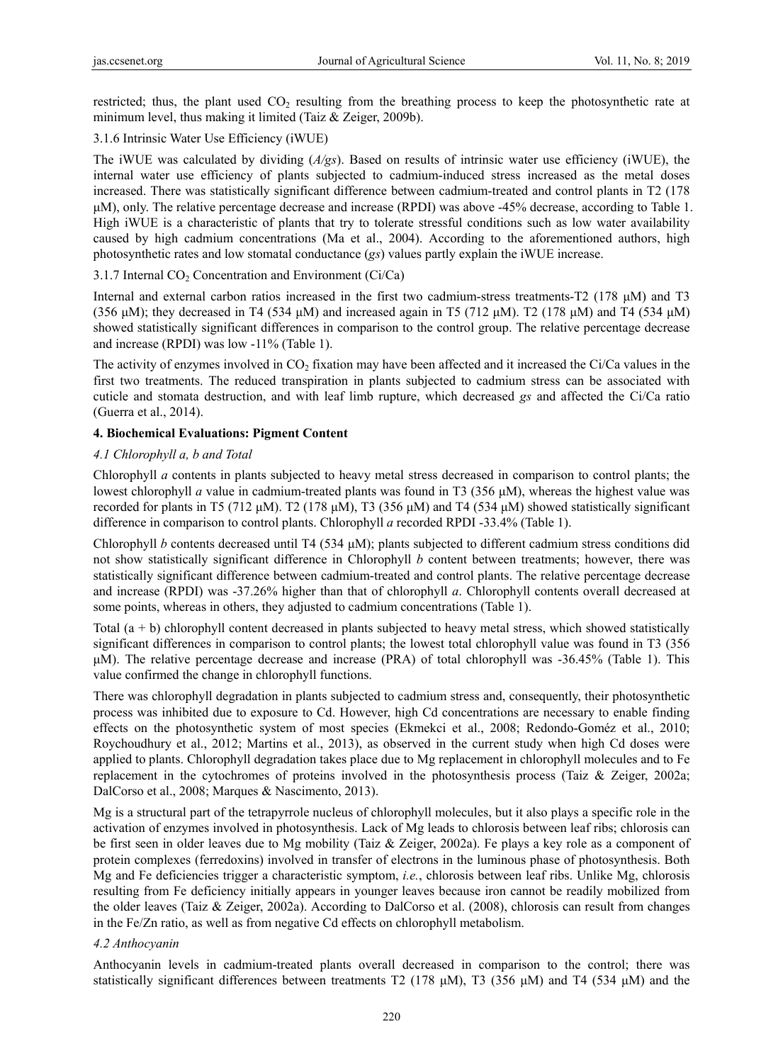restricted; thus, the plant used $CO_2$ resulting from the breathing process to keep the photosynthetic rate at minimum level, thus making it limited (Taiz & Zeiger, 2009b).

### 3.1.6 Intrinsic Water Use Efficiency (iWUE)

The iWUE was calculated by dividing (*A/gs*). Based on results of intrinsic water use efficiency (iWUE), the internal water use efficiency of plants subjected to cadmium-induced stress increased as the metal doses increased. There was statistically significant difference between cadmium-treated and control plants in T2 (178 μM), only. The relative percentage decrease and increase (RPDI) was above -45% decrease, according to Table 1. High iWUE is a characteristic of plants that try to tolerate stressful conditions such as low water availability caused by high cadmium concentrations (Ma et al., 2004). According to the aforementioned authors, high photosynthetic rates and low stomatal conductance (*gs*) values partly explain the iWUE increase.

### 3.1.7 Internal $CO_2$ Concentration and Environment (Ci/Ca)

Internal and external carbon ratios increased in the first two cadmium-stress treatments-T2 (178 μM) and T3 (356 μM); they decreased in T4 (534 μM) and increased again in T5 (712 μM). T2 (178 μM) and T4 (534 μM) showed statistically significant differences in comparison to the control group. The relative percentage decrease and increase (RPDI) was low -11% (Table 1).

The activity of enzymes involved in $CO_2$ fixation may have been affected and it increased the Ci/Ca values in the first two treatments. The reduced transpiration in plants subjected to cadmium stress can be associated with cuticle and stomata destruction, and with leaf limb rupture, which decreased *gs* and affected the Ci/Ca ratio (Guerra et al., 2014).

## 4. Biochemical Evaluations: Pigment Content

### *4.1 Chlorophyll a, b and Total*

Chlorophyll *a* contents in plants subjected to heavy metal stress decreased in comparison to control plants; the lowest chlorophyll *a* value in cadmium-treated plants was found in T3 (356 μM), whereas the highest value was recorded for plants in T5 (712 μM). T2 (178 μM), T3 (356 μM) and T4 (534 μM) showed statistically significant difference in comparison to control plants. Chlorophyll *a* recorded RPDI -33.4% (Table 1).

Chlorophyll *b* contents decreased until T4 (534 μM); plants subjected to different cadmium stress conditions did not show statistically significant difference in Chlorophyll *b* content between treatments; however, there was statistically significant difference between cadmium-treated and control plants. The relative percentage decrease and increase (RPDI) was -37.26% higher than that of chlorophyll *a*. Chlorophyll contents overall decreased at some points, whereas in others, they adjusted to cadmium concentrations (Table 1).

Total (a + b) chlorophyll content decreased in plants subjected to heavy metal stress, which showed statistically significant differences in comparison to control plants; the lowest total chlorophyll value was found in T3 (356 μM). The relative percentage decrease and increase (PRA) of total chlorophyll was -36.45% (Table 1). This value confirmed the change in chlorophyll functions.

There was chlorophyll degradation in plants subjected to cadmium stress and, consequently, their photosynthetic process was inhibited due to exposure to Cd. However, high Cd concentrations are necessary to enable finding effects on the photosynthetic system of most species (Ekmekci et al., 2008; Redondo-Goméz et al., 2010; Roychoudhury et al., 2012; Martins et al., 2013), as observed in the current study when high Cd doses were applied to plants. Chlorophyll degradation takes place due to Mg replacement in chlorophyll molecules and to Fe replacement in the cytochromes of proteins involved in the photosynthesis process (Taiz & Zeiger, 2002a; DalCorso et al., 2008; Marques & Nascimento, 2013).

Mg is a structural part of the tetrapyrrole nucleus of chlorophyll molecules, but it also plays a specific role in the activation of enzymes involved in photosynthesis. Lack of Mg leads to chlorosis between leaf ribs; chlorosis can be first seen in older leaves due to Mg mobility (Taiz & Zeiger, 2002a). Fe plays a key role as a component of protein complexes (ferredoxins) involved in transfer of electrons in the luminous phase of photosynthesis. Both Mg and Fe deficiencies trigger a characteristic symptom, *i.e.*, chlorosis between leaf ribs. Unlike Mg, chlorosis resulting from Fe deficiency initially appears in younger leaves because iron cannot be readily mobilized from the older leaves (Taiz & Zeiger, 2002a). According to DalCorso et al. (2008), chlorosis can result from changes in the Fe/Zn ratio, as well as from negative Cd effects on chlorophyll metabolism.

### *4.2 Anthocyanin*

Anthocyanin levels in cadmium-treated plants overall decreased in comparison to the control; there was statistically significant differences between treatments T2 (178 μM), T3 (356 μM) and T4 (534 μM) and the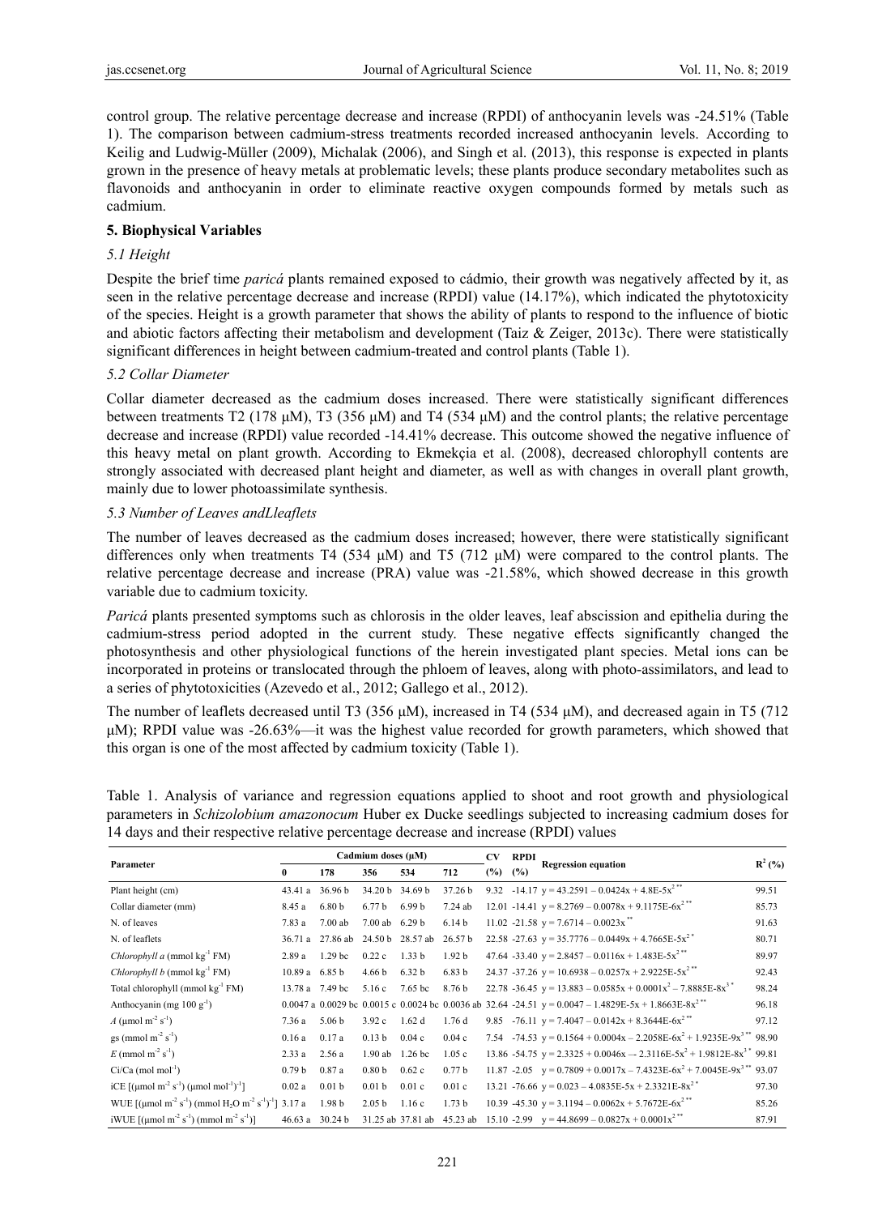control group. The relative percentage decrease and increase (RPDI) of anthocyanin levels was -24.51% (Table 1). The comparison between cadmium-stress treatments recorded increased anthocyanin levels. According to Keilig and Ludwig-Müller (2009), Michalak (2006), and Singh et al. (2013), this response is expected in plants grown in the presence of heavy metals at problematic levels; these plants produce secondary metabolites such as flavonoids and anthocyanin in order to eliminate reactive oxygen compounds formed by metals such as cadmium.

## 5. Biophysical Variables

### *5.1 Height*

Despite the brief time *paricá* plants remained exposed to cádmio, their growth was negatively affected by it, as seen in the relative percentage decrease and increase (RPDI) value (14.17%), which indicated the phytotoxicity of the species. Height is a growth parameter that shows the ability of plants to respond to the influence of biotic and abiotic factors affecting their metabolism and development (Taiz & Zeiger, 2013c). There were statistically significant differences in height between cadmium-treated and control plants (Table 1).

### *5.2 Collar Diameter*

Collar diameter decreased as the cadmium doses increased. There were statistically significant differences between treatments T2 (178 μM), T3 (356 μM) and T4 (534 μM) and the control plants; the relative percentage decrease and increase (RPDI) value recorded -14.41% decrease. This outcome showed the negative influence of this heavy metal on plant growth. According to Ekmekçia et al. (2008), decreased chlorophyll contents are strongly associated with decreased plant height and diameter, as well as with changes in overall plant growth, mainly due to lower photoassimilate synthesis.

### *5.3 Number of Leaves andLleaflets*

The number of leaves decreased as the cadmium doses increased; however, there were statistically significant differences only when treatments T4 (534 μM) and T5 (712 μM) were compared to the control plants. The relative percentage decrease and increase (PRA) value was -21.58%, which showed decrease in this growth variable due to cadmium toxicity.

*Paricá* plants presented symptoms such as chlorosis in the older leaves, leaf abscission and epithelia during the cadmium-stress period adopted in the current study. These negative effects significantly changed the photosynthesis and other physiological functions of the herein investigated plant species. Metal ions can be incorporated in proteins or translocated through the phloem of leaves, along with photo-assimilators, and lead to a series of phytotoxicities (Azevedo et al., 2012; Gallego et al., 2012).

The number of leaflets decreased until T3 (356 μM), increased in T4 (534 μM), and decreased again in T5 (712 μM); RPDI value was -26.63%—it was the highest value recorded for growth parameters, which showed that this organ is one of the most affected by cadmium toxicity (Table 1).

Table 1. Analysis of variance and regression equations applied to shoot and root growth and physiological parameters in *Schizolobium amazonocum* Huber ex Ducke seedlings subjected to increasing cadmium doses for 14 days and their respective relative percentage decrease and increase (RPDI) values

| Parameter | Cadmium doses (μM) | | | | | CV (%) | RPDI (%) | Regression equation | $R^2$ (%) |
|---|---|---|---|---|---|---|---|---|---|
| | 0 | 178 | 356 | 534 | 712 | | | | |
| Plant height (cm) | 43.41 a | 36.96 b | 34.20 b | 34.69 b | 37.26 b | 9.32 | -14.17 | $y = 43.2591 - 0.0424x + 4.8E\text{-}5x^{2\,**}$ | 99.51 |
| Collar diameter (mm) | 8.45 a | 6.80 b | 6.77 b | 6.99 b | 7.24 ab | 12.01 | -14.41 | $y = 8.2769 - 0.0078x + 9.1175E\text{-}6x^{2\,**}$ | 85.73 |
| N. of leaves | 7.83 a | 7.00 ab | 7.00 ab | 6.29 b | 6.14 b | 11.02 | -21.58 | $y = 7.6714 - 0.0023x^{**}$ | 91.63 |
| N. of leaflets | 36.71 a | 27.86 ab | 24.50 b | 28.57 ab | 26.57 b | 22.58 | -27.63 | $y = 35.7776 - 0.0449x + 4.7665E\text{-}5x^{2\,*}$ | 80.71 |
| *Chlorophyll a* (mmol $kg^{-1}$ FM) | 2.89 a | 1.29 bc | 0.22 c | 1.33 b | 1.92 b | 47.64 | -33.40 | $y = 2.8457 - 0.0116x + 1.483E\text{-}5x^{2\,**}$ | 89.97 |
| *Chlorophyll b* (mmol $kg^{-1}$ FM) | 10.89 a | 6.85 b | 4.66 b | 6.32 b | 6.83 b | 24.37 | -37.26 | $y = 10.6938 - 0.0257x + 2.9225E\text{-}5x^{2\,**}$ | 92.43 |
| Total chlorophyll (mmol $kg^{-1}$ FM) | 13.78 a | 7.49 bc | 5.16 c | 7.65 bc | 8.76 b | 22.78 | -36.45 | $y = 13.883 - 0.0585x + 0.0001x^2 - 7.8885E\text{-}8x^{3\,*}$ | 98.24 |
| Anthocyanin (mg 100 $g^{-1}$) | 0.0047 a | 0.0029 bc | 0.0015 c | 0.0024 bc | 0.0036 ab | 32.64 | -24.51 | $y = 0.0047 - 1.4829E\text{-}5x + 1.8663E\text{-}8x^{2\,**}$ | 96.18 |
| *A* (μmol $m^{-2}$ $s^{-1}$) | 7.36 a | 5.06 b | 3.92 c | 1.62 d | 1.76 d | 9.85 | -76.11 | $y = 7.4047 - 0.0142x + 8.3644E\text{-}6x^{2\,**}$ | 97.12 |
| gs (mmol $m^{-2}$ $s^{-1}$) | 0.16 a | 0.17 a | 0.13 b | 0.04 c | 0.04 c | 7.54 | -74.53 | $y = 0.1564 + 0.0004x - 2.2058E\text{-}6x^2 + 1.9235E\text{-}9x^{3\,**}$ | 98.90 |
| *E* (mmol $m^{-2}$ $s^{-1}$) | 2.33 a | 2.56 a | 1.90 ab | 1.26 bc | 1.05 c | 13.86 | -54.75 | $y = 2.3325 + 0.0046x - 2.3116E\text{-}5x^2 + 1.9812E\text{-}8x^{3\,*}$ | 99.81 |
| Ci/Ca (mol $mol^{-1}$) | 0.79 b | 0.87 a | 0.80 b | 0.62 c | 0.77 b | 11.87 | -2.05 | $y = 0.7809 + 0.0017x - 7.4323E\text{-}6x^2 + 7.0045E\text{-}9x^{3\,**}$ | 93.07 |
| iCE [(μmol $m^{-2}$ $s^{-1}$) (μmol $mol^{-1}$)$^{-1}$] | 0.02 a | 0.01 b | 0.01 b | 0.01 c | 0.01 c | 13.21 | -76.66 | $y = 0.023 - 4.0835E\text{-}5x + 2.3321E\text{-}8x^{2\,*}$ | 97.30 |
| WUE [(μmol $m^{-2}$ $s^{-1}$) (mmol $H_2O$ $m^{-2}$ $s^{-1}$)$^{-1}$] | 3.17 a | 1.98 b | 2.05 b | 1.16 c | 1.73 b | 10.39 | -45.30 | $y = 3.1194 - 0.0062x + 5.7672E\text{-}6x^{2\,**}$ | 85.26 |
| iWUE [(μmol $m^{-2}$ $s^{-1}$) (mmol $m^{-2}$ $s^{-1}$)] | 46.63 a | 30.24 b | 31.25 ab | 37.81 ab | 45.23 ab | 15.10 | -2.99 | $y = 44.8699 - 0.0827x + 0.0001x^{2\,**}$ | 87.91 |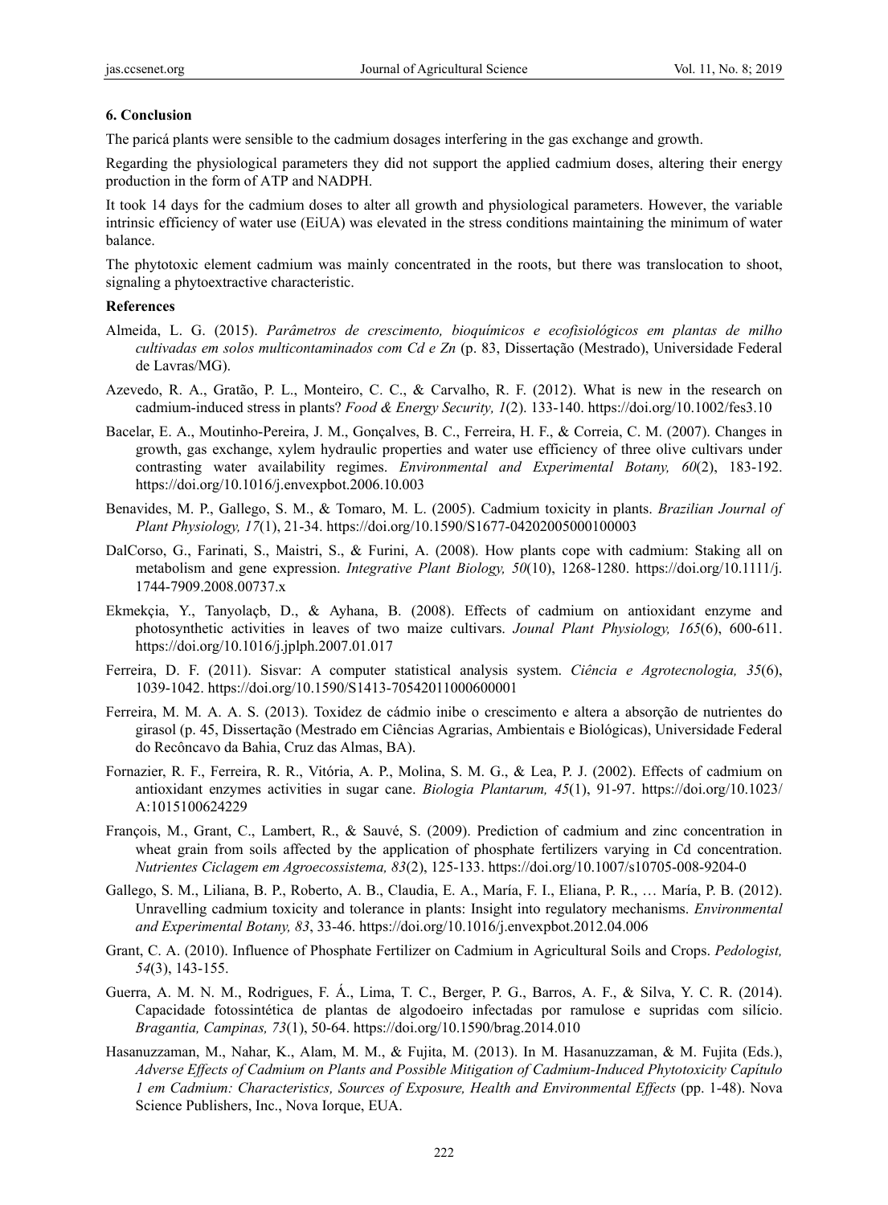## 6. Conclusion

The paricá plants were sensible to the cadmium dosages interfering in the gas exchange and growth.

Regarding the physiological parameters they did not support the applied cadmium doses, altering their energy production in the form of ATP and NADPH.

It took 14 days for the cadmium doses to alter all growth and physiological parameters. However, the variable intrinsic efficiency of water use (EiUA) was elevated in the stress conditions maintaining the minimum of water balance.

The phytotoxic element cadmium was mainly concentrated in the roots, but there was translocation to shoot, signaling a phytoextractive characteristic.

## References

Almeida, L. G. (2015). *Parâmetros de crescimento, bioquímicos e ecofisiológicos em plantas de milho cultivadas em solos multicontaminados com Cd e Zn* (p. 83, Dissertação (Mestrado), Universidade Federal de Lavras/MG).

Azevedo, R. A., Gratão, P. L., Monteiro, C. C., & Carvalho, R. F. (2012). What is new in the research on cadmium-induced stress in plants? *Food & Energy Security, 1*(2). 133-140. https://doi.org/10.1002/fes3.10

Bacelar, E. A., Moutinho-Pereira, J. M., Gonçalves, B. C., Ferreira, H. F., & Correia, C. M. (2007). Changes in growth, gas exchange, xylem hydraulic properties and water use efficiency of three olive cultivars under contrasting water availability regimes. *Environmental and Experimental Botany, 60*(2), 183-192. https://doi.org/10.1016/j.envexpbot.2006.10.003

Benavides, M. P., Gallego, S. M., & Tomaro, M. L. (2005). Cadmium toxicity in plants. *Brazilian Journal of Plant Physiology, 17*(1), 21-34. https://doi.org/10.1590/S1677-04202005000100003

DalCorso, G., Farinati, S., Maistri, S., & Furini, A. (2008). How plants cope with cadmium: Staking all on metabolism and gene expression. *Integrative Plant Biology, 50*(10), 1268-1280. https://doi.org/10.1111/j.1744-7909.2008.00737.x

Ekmekçia, Y., Tanyolaçb, D., & Ayhana, B. (2008). Effects of cadmium on antioxidant enzyme and photosynthetic activities in leaves of two maize cultivars. *Jounal Plant Physiology, 165*(6), 600-611. https://doi.org/10.1016/j.jplph.2007.01.017

Ferreira, D. F. (2011). Sisvar: A computer statistical analysis system. *Ciência e Agrotecnologia, 35*(6), 1039-1042. https://doi.org/10.1590/S1413-70542011000600001

Ferreira, M. M. A. A. S. (2013). Toxidez de cádmio inibe o crescimento e altera a absorção de nutrientes do girasol (p. 45, Dissertação (Mestrado em Ciências Agrarias, Ambientais e Biológicas), Universidade Federal do Recôncavo da Bahia, Cruz das Almas, BA).

Fornazier, R. F., Ferreira, R. R., Vitória, A. P., Molina, S. M. G., & Lea, P. J. (2002). Effects of cadmium on antioxidant enzymes activities in sugar cane. *Biologia Plantarum, 45*(1), 91-97. https://doi.org/10.1023/A:1015100624229

François, M., Grant, C., Lambert, R., & Sauvé, S. (2009). Prediction of cadmium and zinc concentration in wheat grain from soils affected by the application of phosphate fertilizers varying in Cd concentration. *Nutrientes Ciclagem em Agroecossistema, 83*(2), 125-133. https://doi.org/10.1007/s10705-008-9204-0

Gallego, S. M., Liliana, B. P., Roberto, A. B., Claudia, E. A., María, F. I., Eliana, P. R., … María, P. B. (2012). Unravelling cadmium toxicity and tolerance in plants: Insight into regulatory mechanisms. *Environmental and Experimental Botany, 83*, 33-46. https://doi.org/10.1016/j.envexpbot.2012.04.006

Grant, C. A. (2010). Influence of Phosphate Fertilizer on Cadmium in Agricultural Soils and Crops. *Pedologist, 54*(3), 143-155.

Guerra, A. M. N. M., Rodrigues, F. Á., Lima, T. C., Berger, P. G., Barros, A. F., & Silva, Y. C. R. (2014). Capacidade fotossintética de plantas de algodoeiro infectadas por ramulose e supridas com silício. *Bragantia, Campinas, 73*(1), 50-64. https://doi.org/10.1590/brag.2014.010

Hasanuzzaman, M., Nahar, K., Alam, M. M., & Fujita, M. (2013). In M. Hasanuzzaman, & M. Fujita (Eds.), *Adverse Effects of Cadmium on Plants and Possible Mitigation of Cadmium-Induced Phytotoxicity Capítulo 1 em Cadmium: Characteristics, Sources of Exposure, Health and Environmental Effects* (pp. 1-48). Nova Science Publishers, Inc., Nova Iorque, EUA.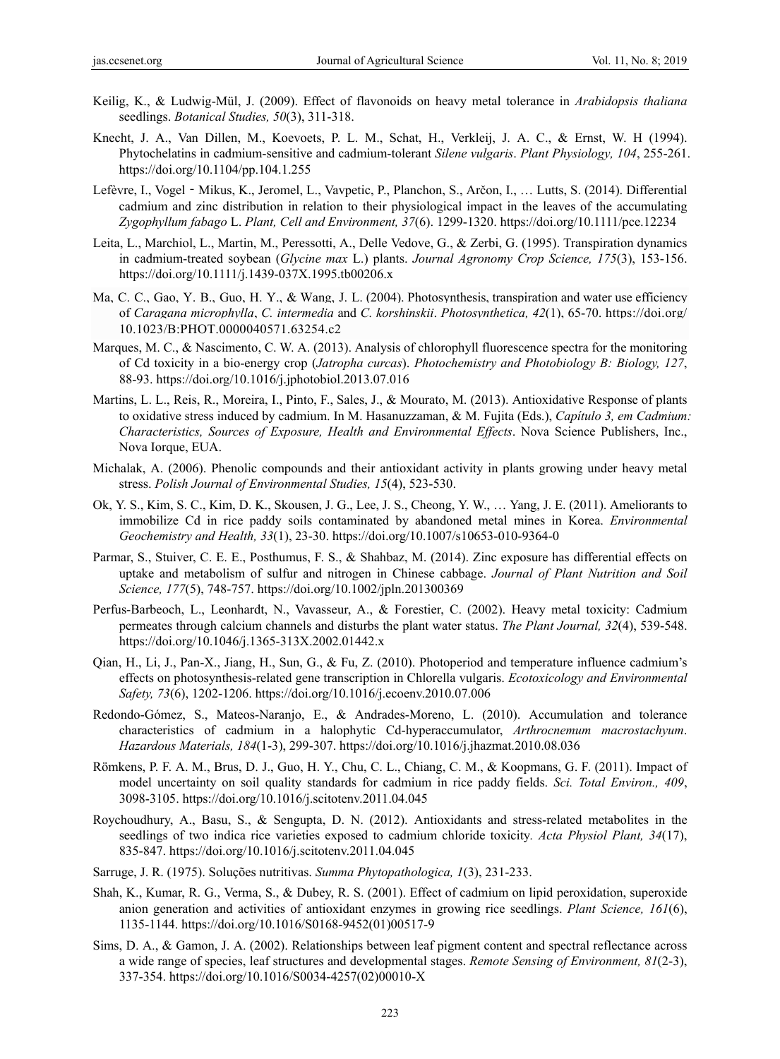Keilig, K., & Ludwig-Mül, J. (2009). Effect of flavonoids on heavy metal tolerance in *Arabidopsis thaliana* seedlings. *Botanical Studies, 50*(3), 311-318.

Knecht, J. A., Van Dillen, M., Koevoets, P. L. M., Schat, H., Verkleij, J. A. C., & Ernst, W. H (1994). Phytochelatins in cadmium-sensitive and cadmium-tolerant *Silene vulgaris*. *Plant Physiology, 104*, 255-261. https://doi.org/10.1104/pp.104.1.255

Lefèvre, I., Vogel‐Mikus, K., Jeromel, L., Vavpetic, P., Planchon, S., Arčon, I., … Lutts, S. (2014). Differential cadmium and zinc distribution in relation to their physiological impact in the leaves of the accumulating *Zygophyllum fabago* L. *Plant, Cell and Environment, 37*(6). 1299-1320. https://doi.org/10.1111/pce.12234

Leita, L., Marchiol, L., Martin, M., Peressotti, A., Delle Vedove, G., & Zerbi, G. (1995). Transpiration dynamics in cadmium-treated soybean (*Glycine max* L.) plants. *Journal Agronomy Crop Science, 175*(3), 153-156. https://doi.org/10.1111/j.1439-037X.1995.tb00206.x

Ma, C. C., Gao, Y. B., Guo, H. Y., & Wang, J. L. (2004). Photosynthesis, transpiration and water use efficiency of *Caragana microphylla*, *C. intermedia* and *C. korshinskii*. *Photosynthetica, 42*(1), 65-70. https://doi.org/10.1023/B:PHOT.0000040571.63254.c2

Marques, M. C., & Nascimento, C. W. A. (2013). Analysis of chlorophyll fluorescence spectra for the monitoring of Cd toxicity in a bio-energy crop (*Jatropha curcas*). *Photochemistry and Photobiology B: Biology, 127*, 88-93. https://doi.org/10.1016/j.jphotobiol.2013.07.016

Martins, L. L., Reis, R., Moreira, I., Pinto, F., Sales, J., & Mourato, M. (2013). Antioxidative Response of plants to oxidative stress induced by cadmium. In M. Hasanuzzaman, & M. Fujita (Eds.), *Capítulo 3, em Cadmium: Characteristics, Sources of Exposure, Health and Environmental Effects*. Nova Science Publishers, Inc., Nova Iorque, EUA.

Michalak, A. (2006). Phenolic compounds and their antioxidant activity in plants growing under heavy metal stress. *Polish Journal of Environmental Studies, 15*(4), 523-530.

Ok, Y. S., Kim, S. C., Kim, D. K., Skousen, J. G., Lee, J. S., Cheong, Y. W., … Yang, J. E. (2011). Ameliorants to immobilize Cd in rice paddy soils contaminated by abandoned metal mines in Korea. *Environmental Geochemistry and Health, 33*(1), 23-30. https://doi.org/10.1007/s10653-010-9364-0

Parmar, S., Stuiver, C. E. E., Posthumus, F. S., & Shahbaz, M. (2014). Zinc exposure has differential effects on uptake and metabolism of sulfur and nitrogen in Chinese cabbage. *Journal of Plant Nutrition and Soil Science, 177*(5), 748-757. https://doi.org/10.1002/jpln.201300369

Perfus-Barbeoch, L., Leonhardt, N., Vavasseur, A., & Forestier, C. (2002). Heavy metal toxicity: Cadmium permeates through calcium channels and disturbs the plant water status. *The Plant Journal, 32*(4), 539-548. https://doi.org/10.1046/j.1365-313X.2002.01442.x

Qian, H., Li, J., Pan-X., Jiang, H., Sun, G., & Fu, Z. (2010). Photoperiod and temperature influence cadmium's effects on photosynthesis-related gene transcription in Chlorella vulgaris. *Ecotoxicology and Environmental Safety, 73*(6), 1202-1206. https://doi.org/10.1016/j.ecoenv.2010.07.006

Redondo-Gómez, S., Mateos-Naranjo, E., & Andrades-Moreno, L. (2010). Accumulation and tolerance characteristics of cadmium in a halophytic Cd-hyperaccumulator, *Arthrocnemum macrostachyum*. *Hazardous Materials, 184*(1-3), 299-307. https://doi.org/10.1016/j.jhazmat.2010.08.036

Römkens, P. F. A. M., Brus, D. J., Guo, H. Y., Chu, C. L., Chiang, C. M., & Koopmans, G. F. (2011). Impact of model uncertainty on soil quality standards for cadmium in rice paddy fields. *Sci. Total Environ., 409*, 3098-3105. https://doi.org/10.1016/j.scitotenv.2011.04.045

Roychoudhury, A., Basu, S., & Sengupta, D. N. (2012). Antioxidants and stress-related metabolites in the seedlings of two indica rice varieties exposed to cadmium chloride toxicity. *Acta Physiol Plant, 34*(17), 835-847. https://doi.org/10.1016/j.scitotenv.2011.04.045

Sarruge, J. R. (1975). Soluções nutritivas. *Summa Phytopathologica, 1*(3), 231-233.

Shah, K., Kumar, R. G., Verma, S., & Dubey, R. S. (2001). Effect of cadmium on lipid peroxidation, superoxide anion generation and activities of antioxidant enzymes in growing rice seedlings. *Plant Science, 161*(6), 1135-1144. https://doi.org/10.1016/S0168-9452(01)00517-9

Sims, D. A., & Gamon, J. A. (2002). Relationships between leaf pigment content and spectral reflectance across a wide range of species, leaf structures and developmental stages. *Remote Sensing of Environment, 81*(2-3), 337-354. https://doi.org/10.1016/S0034-4257(02)00010-X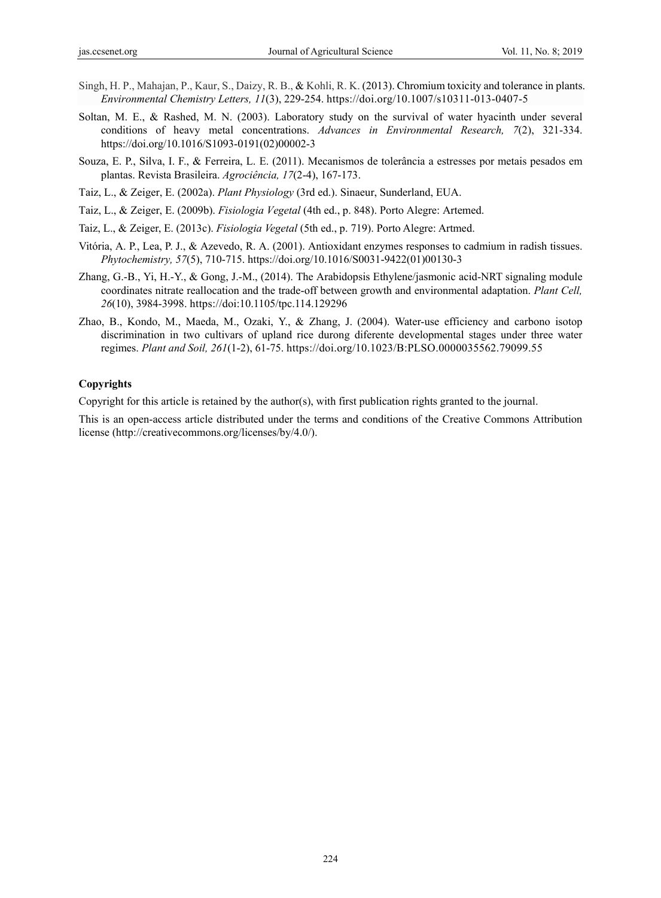Singh, H. P., Mahajan, P., Kaur, S., Daizy, R. B., & Kohli, R. K. (2013). Chromium toxicity and tolerance in plants. *Environmental Chemistry Letters, 11*(3), 229-254. https://doi.org/10.1007/s10311-013-0407-5

Soltan, M. E., & Rashed, M. N. (2003). Laboratory study on the survival of water hyacinth under several conditions of heavy metal concentrations. *Advances in Environmental Research, 7*(2), 321-334. https://doi.org/10.1016/S1093-0191(02)00002-3

Souza, E. P., Silva, I. F., & Ferreira, L. E. (2011). Mecanismos de tolerância a estresses por metais pesados em plantas. Revista Brasileira. *Agrociência, 17*(2-4), 167-173.

Taiz, L., & Zeiger, E. (2002a). *Plant Physiology* (3rd ed.). Sinaeur, Sunderland, EUA.

Taiz, L., & Zeiger, E. (2009b). *Fisiologia Vegetal* (4th ed., p. 848). Porto Alegre: Artemed.

Taiz, L., & Zeiger, E. (2013c). *Fisiologia Vegetal* (5th ed., p. 719). Porto Alegre: Artmed.

Vitória, A. P., Lea, P. J., & Azevedo, R. A. (2001). Antioxidant enzymes responses to cadmium in radish tissues. *Phytochemistry, 57*(5), 710-715. https://doi.org/10.1016/S0031-9422(01)00130-3

Zhang, G.-B., Yi, H.-Y., & Gong, J.-M., (2014). The Arabidopsis Ethylene/jasmonic acid-NRT signaling module coordinates nitrate reallocation and the trade-off between growth and environmental adaptation. *Plant Cell, 26*(10), 3984-3998. https://doi:10.1105/tpc.114.129296

Zhao, B., Kondo, M., Maeda, M., Ozaki, Y., & Zhang, J. (2004). Water-use efficiency and carbono isotop discrimination in two cultivars of upland rice durong diferente developmental stages under three water regimes. *Plant and Soil, 261*(1-2), 61-75. https://doi.org/10.1023/B:PLSO.0000035562.79099.55

**Copyrights**

Copyright for this article is retained by the author(s), with first publication rights granted to the journal.

This is an open-access article distributed under the terms and conditions of the Creative Commons Attribution license (http://creativecommons.org/licenses/by/4.0/).